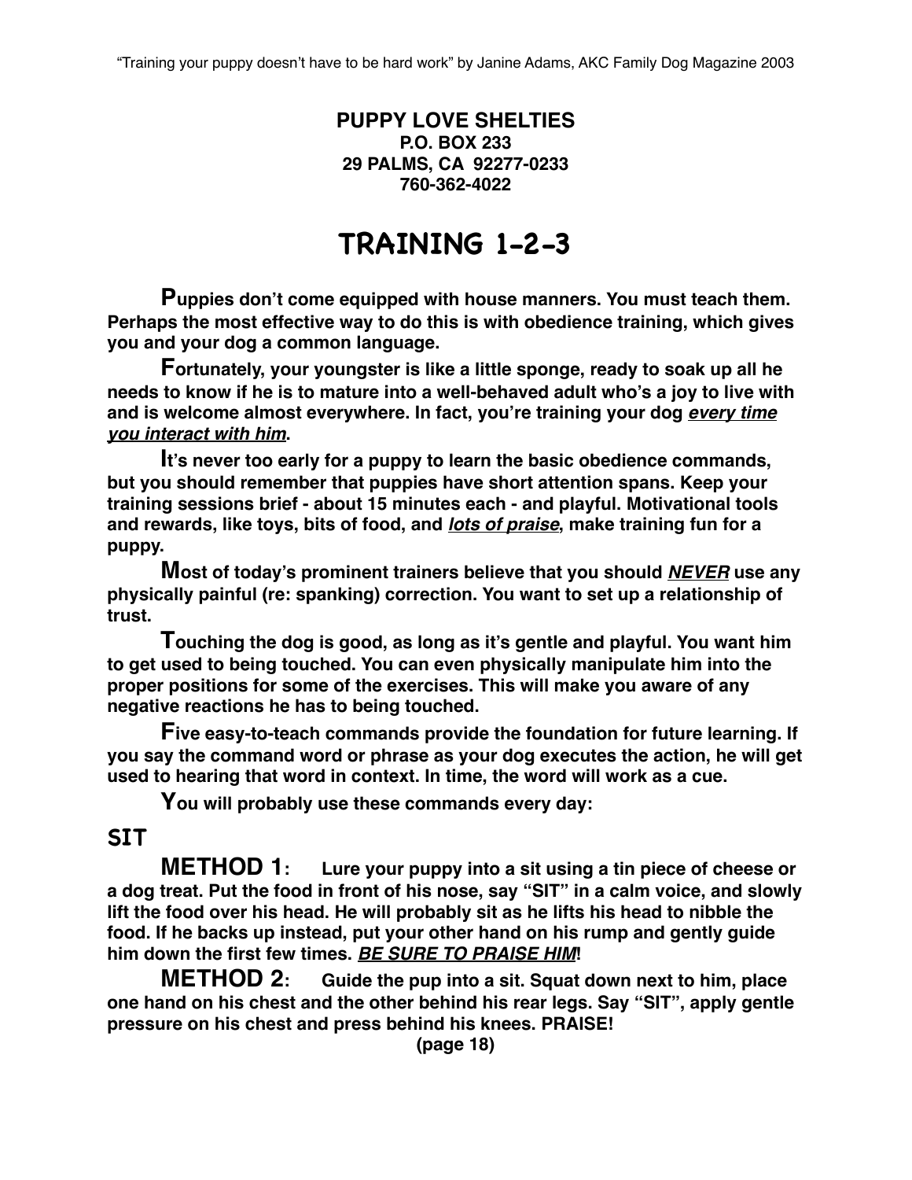"Training your puppy doesn't have to be hard work" by Janine Adams, AKC Family Dog Magazine 2003

**PUPPY LOVE SHELTIES**
**P.O. BOX 233**
**29 PALMS, CA 92277-0233**
**760-362-4022**

# TRAINING 1-2-3

**Puppies don't come equipped with house manners. You must teach them. Perhaps the most effective way to do this is with obedience training, which gives you and your dog a common language.**

**Fortunately, your youngster is like a little sponge, ready to soak up all he needs to know if he is to mature into a well-behaved adult who's a joy to live with and is welcome almost everywhere. In fact, you're training your dog *<u>every time you interact with him</u>*.**

**It's never too early for a puppy to learn the basic obedience commands, but you should remember that puppies have short attention spans. Keep your training sessions brief - about 15 minutes each - and playful. Motivational tools and rewards, like toys, bits of food, and *<u>lots of praise</u>*, make training fun for a puppy.**

**Most of today's prominent trainers believe that you should *<u>NEVER</u>* use any physically painful (re: spanking) correction. You want to set up a relationship of trust.**

**Touching the dog is good, as long as it's gentle and playful. You want him to get used to being touched. You can even physically manipulate him into the proper positions for some of the exercises. This will make you aware of any negative reactions he has to being touched.**

**Five easy-to-teach commands provide the foundation for future learning. If you say the command word or phrase as your dog executes the action, he will get used to hearing that word in context. In time, the word will work as a cue.**

**You will probably use these commands every day:**

## SIT

**METHOD 1: Lure your puppy into a sit using a tin piece of cheese or a dog treat. Put the food in front of his nose, say "SIT" in a calm voice, and slowly lift the food over his head. He will probably sit as he lifts his head to nibble the food. If he backs up instead, put your other hand on his rump and gently guide him down the first few times. *<u>BE SURE TO PRAISE HIM</u>*!**

**METHOD 2: Guide the pup into a sit. Squat down next to him, place one hand on his chest and the other behind his rear legs. Say "SIT", apply gentle pressure on his chest and press behind his knees. PRAISE!**

**(page 18)**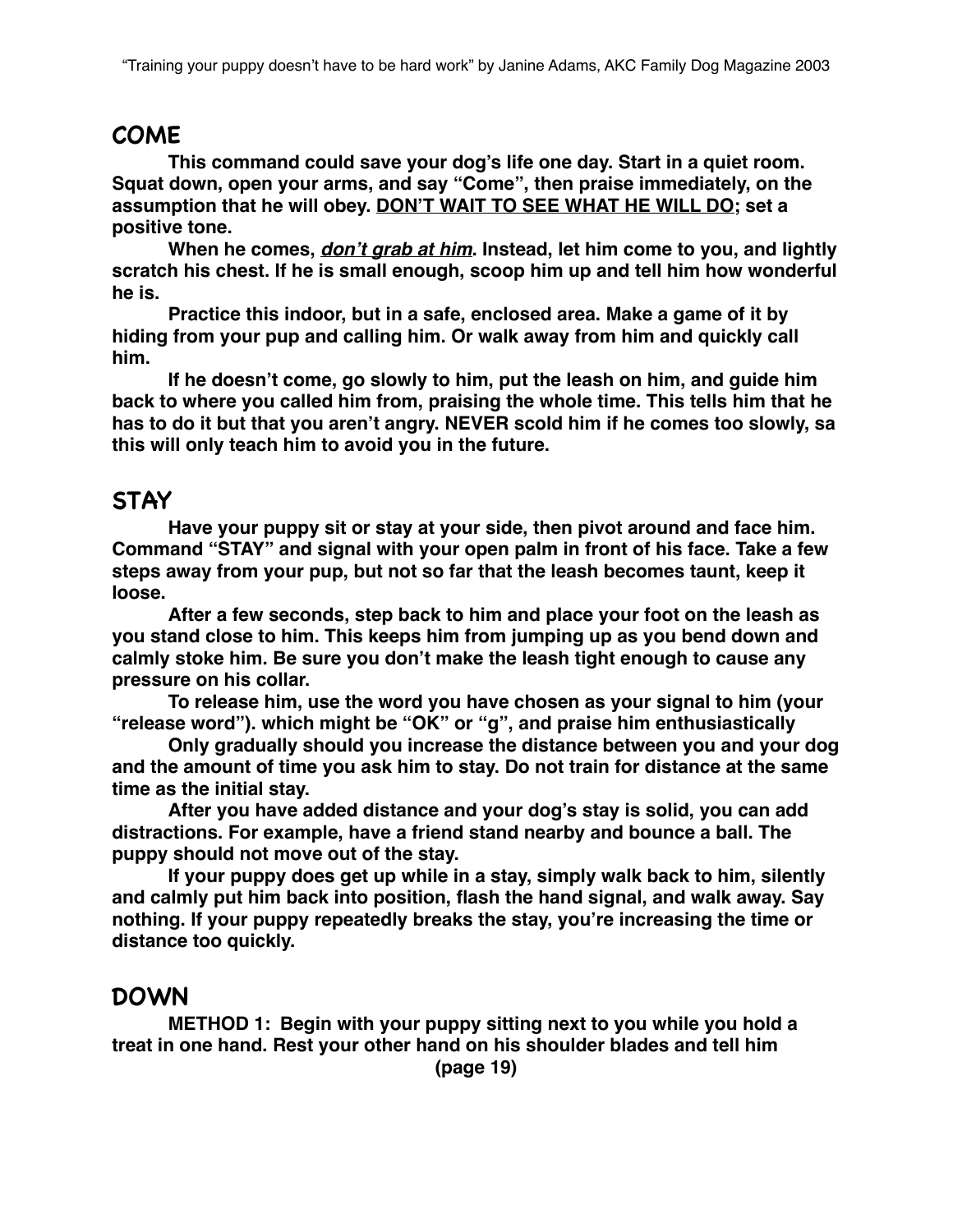## COME

**This command could save your dog's life one day. Start in a quiet room. Squat down, open your arms, and say "Come", then praise immediately, on the assumption that he will obey. <u>DON'T WAIT TO SEE WHAT HE WILL DO</u>; set a positive tone.**

**When he comes, <u>*don't grab at him*</u>. Instead, let him come to you, and lightly scratch his chest. If he is small enough, scoop him up and tell him how wonderful he is.**

**Practice this indoor, but in a safe, enclosed area. Make a game of it by hiding from your pup and calling him. Or walk away from him and quickly call him.**

**If he doesn't come, go slowly to him, put the leash on him, and guide him back to where you called him from, praising the whole time. This tells him that he has to do it but that you aren't angry. NEVER scold him if he comes too slowly, sa this will only teach him to avoid you in the future.**

## STAY

**Have your puppy sit or stay at your side, then pivot around and face him. Command "STAY" and signal with your open palm in front of his face. Take a few steps away from your pup, but not so far that the leash becomes taunt, keep it loose.**

**After a few seconds, step back to him and place your foot on the leash as you stand close to him. This keeps him from jumping up as you bend down and calmly stoke him. Be sure you don't make the leash tight enough to cause any pressure on his collar.**

**To release him, use the word you have chosen as your signal to him (your "release word"). which might be "OK" or "g", and praise him enthusiastically**

**Only gradually should you increase the distance between you and your dog and the amount of time you ask him to stay. Do not train for distance at the same time as the initial stay.**

**After you have added distance and your dog's stay is solid, you can add distractions. For example, have a friend stand nearby and bounce a ball. The puppy should not move out of the stay.**

**If your puppy does get up while in a stay, simply walk back to him, silently and calmly put him back into position, flash the hand signal, and walk away. Say nothing. If your puppy repeatedly breaks the stay, you're increasing the time or distance too quickly.**

## DOWN

**METHOD 1: Begin with your puppy sitting next to you while you hold a treat in one hand. Rest your other hand on his shoulder blades and tell him**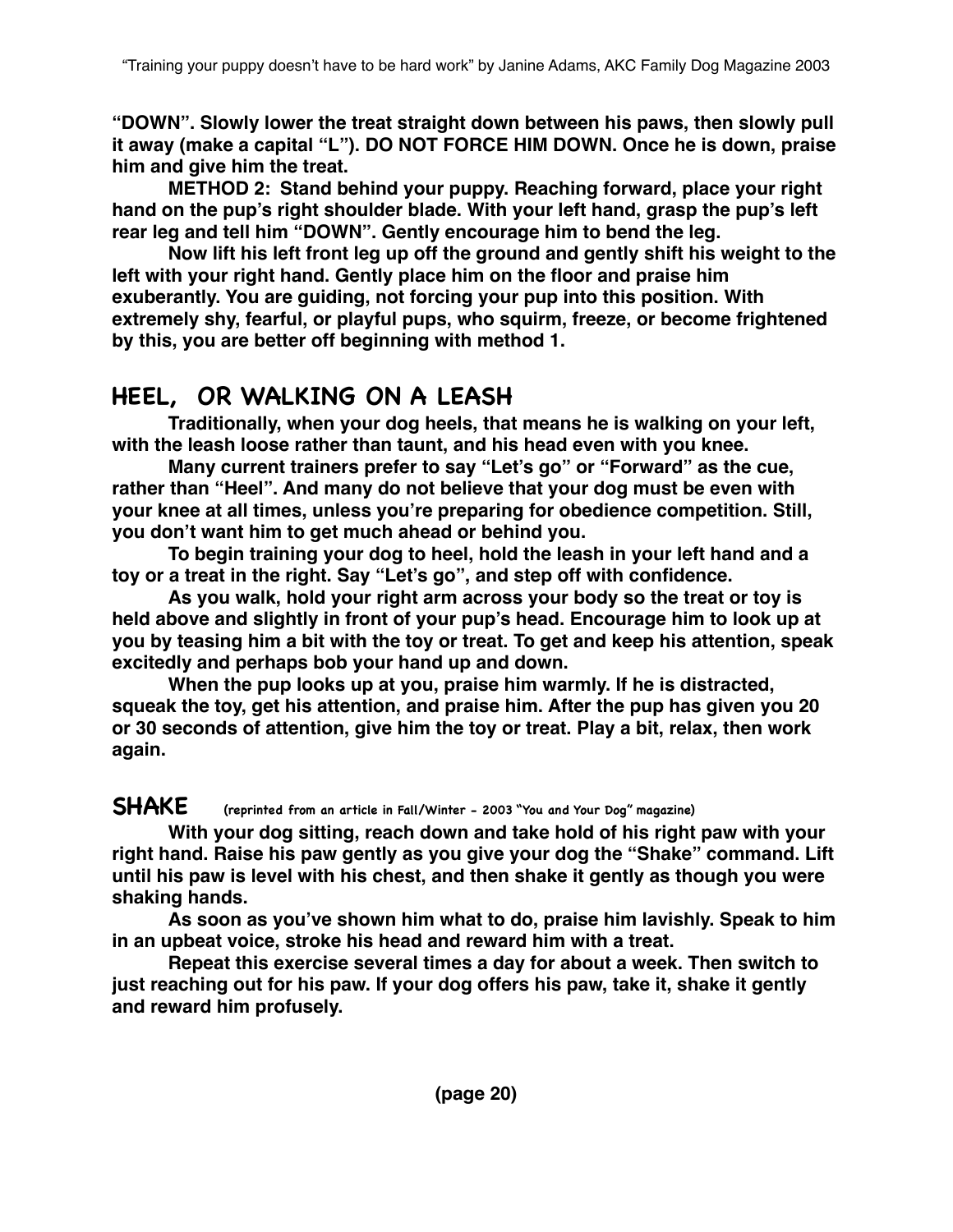**"DOWN". Slowly lower the treat straight down between his paws, then slowly pull it away (make a capital "L"). DO NOT FORCE HIM DOWN. Once he is down, praise him and give him the treat.**

**METHOD 2: Stand behind your puppy. Reaching forward, place your right hand on the pup's right shoulder blade. With your left hand, grasp the pup's left rear leg and tell him "DOWN". Gently encourage him to bend the leg.**

**Now lift his left front leg up off the ground and gently shift his weight to the left with your right hand. Gently place him on the floor and praise him exuberantly. You are guiding, not forcing your pup into this position. With extremely shy, fearful, or playful pups, who squirm, freeze, or become frightened by this, you are better off beginning with method 1.**

## HEEL, OR WALKING ON A LEASH

**Traditionally, when your dog heels, that means he is walking on your left, with the leash loose rather than taunt, and his head even with you knee.**

**Many current trainers prefer to say "Let's go" or "Forward" as the cue, rather than "Heel". And many do not believe that your dog must be even with your knee at all times, unless you're preparing for obedience competition. Still, you don't want him to get much ahead or behind you.**

**To begin training your dog to heel, hold the leash in your left hand and a toy or a treat in the right. Say "Let's go", and step off with confidence.**

**As you walk, hold your right arm across your body so the treat or toy is held above and slightly in front of your pup's head. Encourage him to look up at you by teasing him a bit with the toy or treat. To get and keep his attention, speak excitedly and perhaps bob your hand up and down.**

**When the pup looks up at you, praise him warmly. If he is distracted, squeak the toy, get his attention, and praise him. After the pup has given you 20 or 30 seconds of attention, give him the toy or treat. Play a bit, relax, then work again.**

## SHAKE (reprinted from an article in Fall/Winter - 2003 "You and Your Dog" magazine)

**With your dog sitting, reach down and take hold of his right paw with your right hand. Raise his paw gently as you give your dog the "Shake" command. Lift until his paw is level with his chest, and then shake it gently as though you were shaking hands.**

**As soon as you've shown him what to do, praise him lavishly. Speak to him in an upbeat voice, stroke his head and reward him with a treat.**

**Repeat this exercise several times a day for about a week. Then switch to just reaching out for his paw. If your dog offers his paw, take it, shake it gently and reward him profusely.**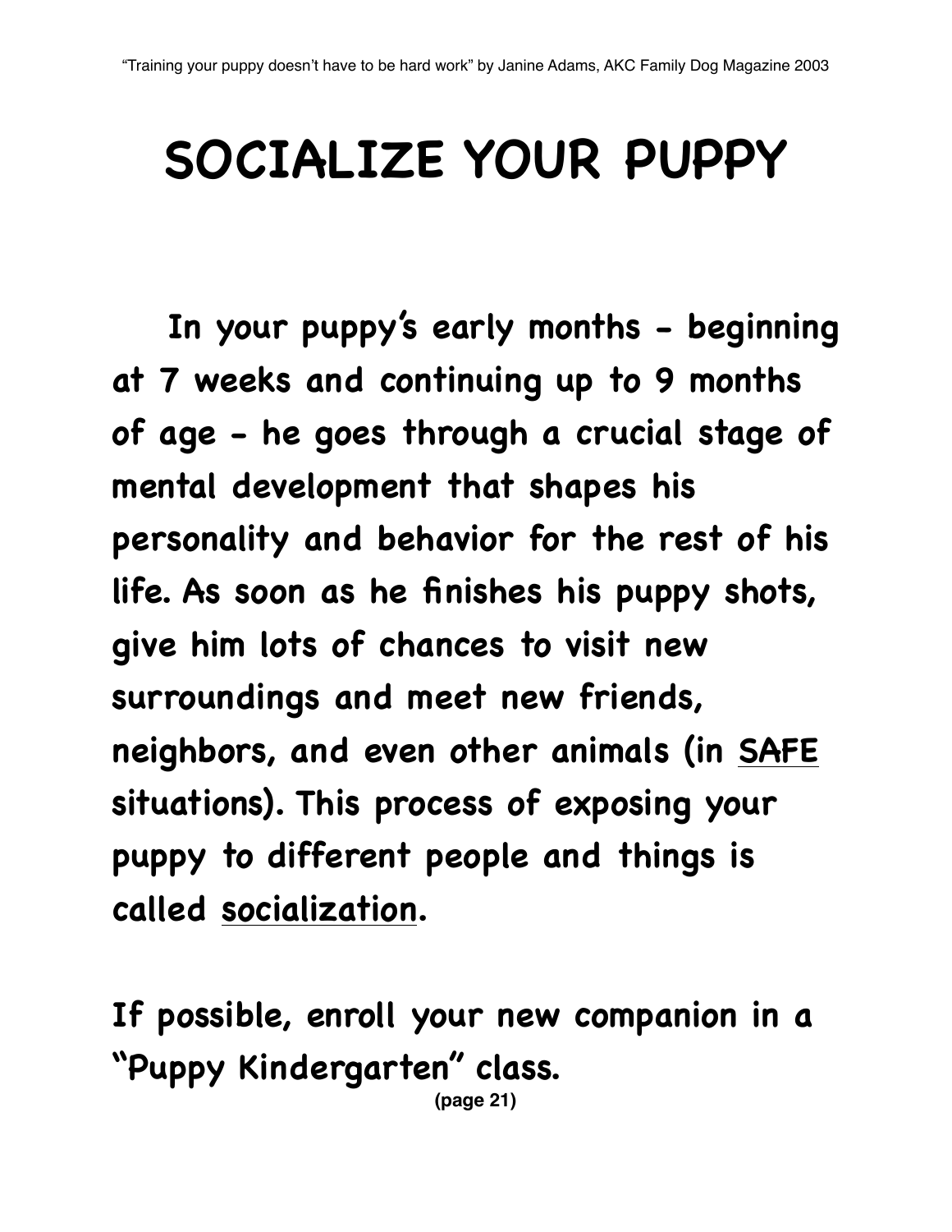# SOCIALIZE YOUR PUPPY

In your puppy's early months - beginning at 7 weeks and continuing up to 9 months of age - he goes through a crucial stage of mental development that shapes his personality and behavior for the rest of his life. As soon as he finishes his puppy shots, give him lots of chances to visit new surroundings and meet new friends, neighbors, and even other animals (in <u>SAFE</u> situations). This process of exposing your puppy to different people and things is called <u>socialization</u>.

If possible, enroll your new companion in a "Puppy Kindergarten" class.

(page 21)